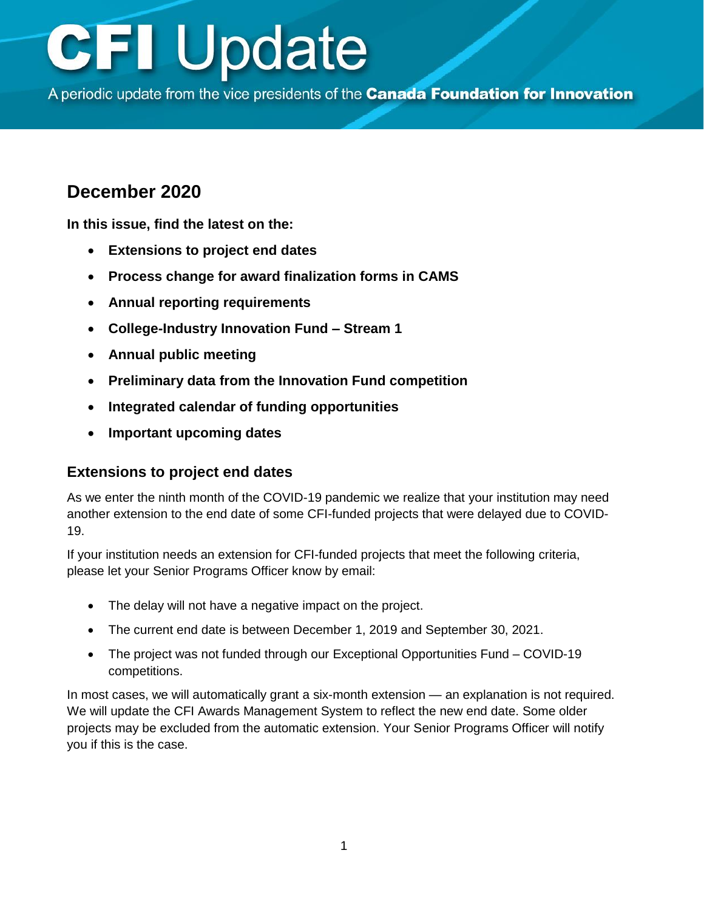# CFI Update

A periodic update from the vice presidents of the **Canada Foundation for Innovation**

## December 2020

**In this issue, find the latest on the:**

- **Extensions to project end dates**
- **Process change for award finalization forms in CAMS**
- **Annual reporting requirements**
- **College-Industry Innovation Fund – Stream 1**
- **Annual public meeting**
- **Preliminary data from the Innovation Fund competition**
- **Integrated calendar of funding opportunities**
- **Important upcoming dates**

### Extensions to project end dates

As we enter the ninth month of the COVID-19 pandemic we realize that your institution may need another extension to the end date of some CFI-funded projects that were delayed due to COVID-19.

If your institution needs an extension for CFI-funded projects that meet the following criteria, please let your Senior Programs Officer know by email:

- The delay will not have a negative impact on the project.
- The current end date is between December 1, 2019 and September 30, 2021.
- The project was not funded through our Exceptional Opportunities Fund – COVID-19 competitions.

In most cases, we will automatically grant a six-month extension — an explanation is not required. We will update the CFI Awards Management System to reflect the new end date. Some older projects may be excluded from the automatic extension. Your Senior Programs Officer will notify you if this is the case.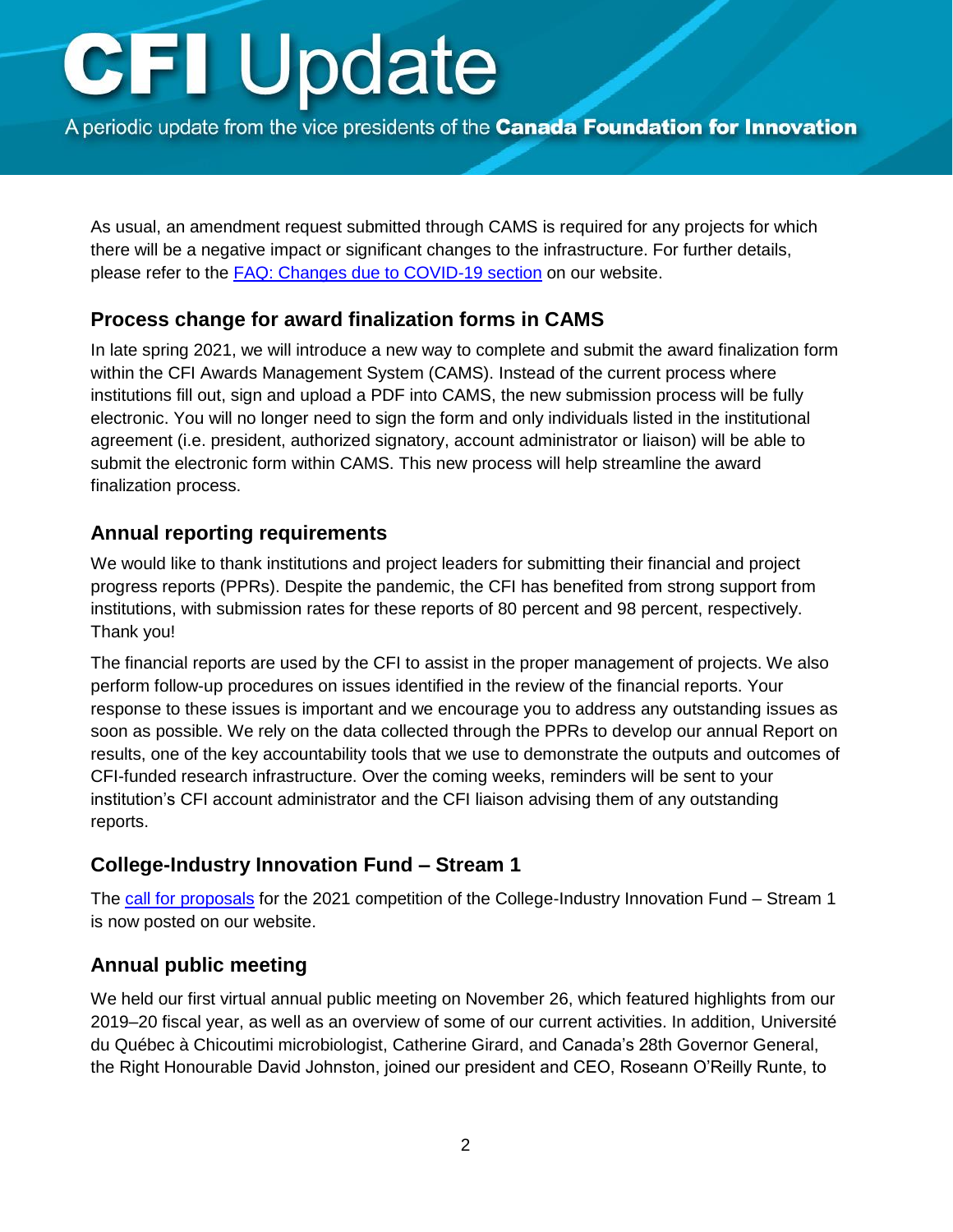As usual, an amendment request submitted through CAMS is required for any projects for which there will be a negative impact or significant changes to the infrastructure. For further details, please refer to the [FAQ: Changes due to COVID-19 section](#) on our website.

## Process change for award finalization forms in CAMS

In late spring 2021, we will introduce a new way to complete and submit the award finalization form within the CFI Awards Management System (CAMS). Instead of the current process where institutions fill out, sign and upload a PDF into CAMS, the new submission process will be fully electronic. You will no longer need to sign the form and only individuals listed in the institutional agreement (i.e. president, authorized signatory, account administrator or liaison) will be able to submit the electronic form within CAMS. This new process will help streamline the award finalization process.

## Annual reporting requirements

We would like to thank institutions and project leaders for submitting their financial and project progress reports (PPRs). Despite the pandemic, the CFI has benefited from strong support from institutions, with submission rates for these reports of 80 percent and 98 percent, respectively. Thank you!

The financial reports are used by the CFI to assist in the proper management of projects. We also perform follow-up procedures on issues identified in the review of the financial reports. Your response to these issues is important and we encourage you to address any outstanding issues as soon as possible. We rely on the data collected through the PPRs to develop our annual Report on results, one of the key accountability tools that we use to demonstrate the outputs and outcomes of CFI-funded research infrastructure. Over the coming weeks, reminders will be sent to your institution's CFI account administrator and the CFI liaison advising them of any outstanding reports.

## College-Industry Innovation Fund – Stream 1

The [call for proposals](#) for the 2021 competition of the College-Industry Innovation Fund – Stream 1 is now posted on our website.

## Annual public meeting

We held our first virtual annual public meeting on November 26, which featured highlights from our 2019–20 fiscal year, as well as an overview of some of our current activities. In addition, Université du Québec à Chicoutimi microbiologist, Catherine Girard, and Canada's 28th Governor General, the Right Honourable David Johnston, joined our president and CEO, Roseann O'Reilly Runte, to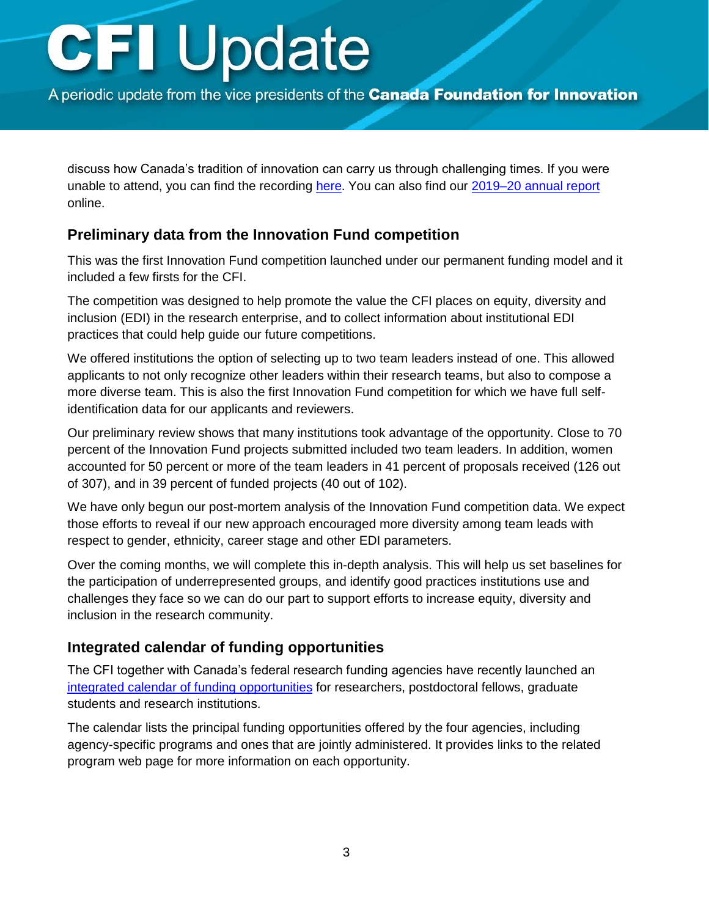discuss how Canada's tradition of innovation can carry us through challenging times. If you were unable to attend, you can find the recording [here](). You can also find our [2019–20 annual report]() online.

## Preliminary data from the Innovation Fund competition

This was the first Innovation Fund competition launched under our permanent funding model and it included a few firsts for the CFI.

The competition was designed to help promote the value the CFI places on equity, diversity and inclusion (EDI) in the research enterprise, and to collect information about institutional EDI practices that could help guide our future competitions.

We offered institutions the option of selecting up to two team leaders instead of one. This allowed applicants to not only recognize other leaders within their research teams, but also to compose a more diverse team. This is also the first Innovation Fund competition for which we have full self-identification data for our applicants and reviewers.

Our preliminary review shows that many institutions took advantage of the opportunity. Close to 70 percent of the Innovation Fund projects submitted included two team leaders. In addition, women accounted for 50 percent or more of the team leaders in 41 percent of proposals received (126 out of 307), and in 39 percent of funded projects (40 out of 102).

We have only begun our post-mortem analysis of the Innovation Fund competition data. We expect those efforts to reveal if our new approach encouraged more diversity among team leads with respect to gender, ethnicity, career stage and other EDI parameters.

Over the coming months, we will complete this in-depth analysis. This will help us set baselines for the participation of underrepresented groups, and identify good practices institutions use and challenges they face so we can do our part to support efforts to increase equity, diversity and inclusion in the research community.

## Integrated calendar of funding opportunities

The CFI together with Canada's federal research funding agencies have recently launched an [integrated calendar of funding opportunities]() for researchers, postdoctoral fellows, graduate students and research institutions.

The calendar lists the principal funding opportunities offered by the four agencies, including agency-specific programs and ones that are jointly administered. It provides links to the related program web page for more information on each opportunity.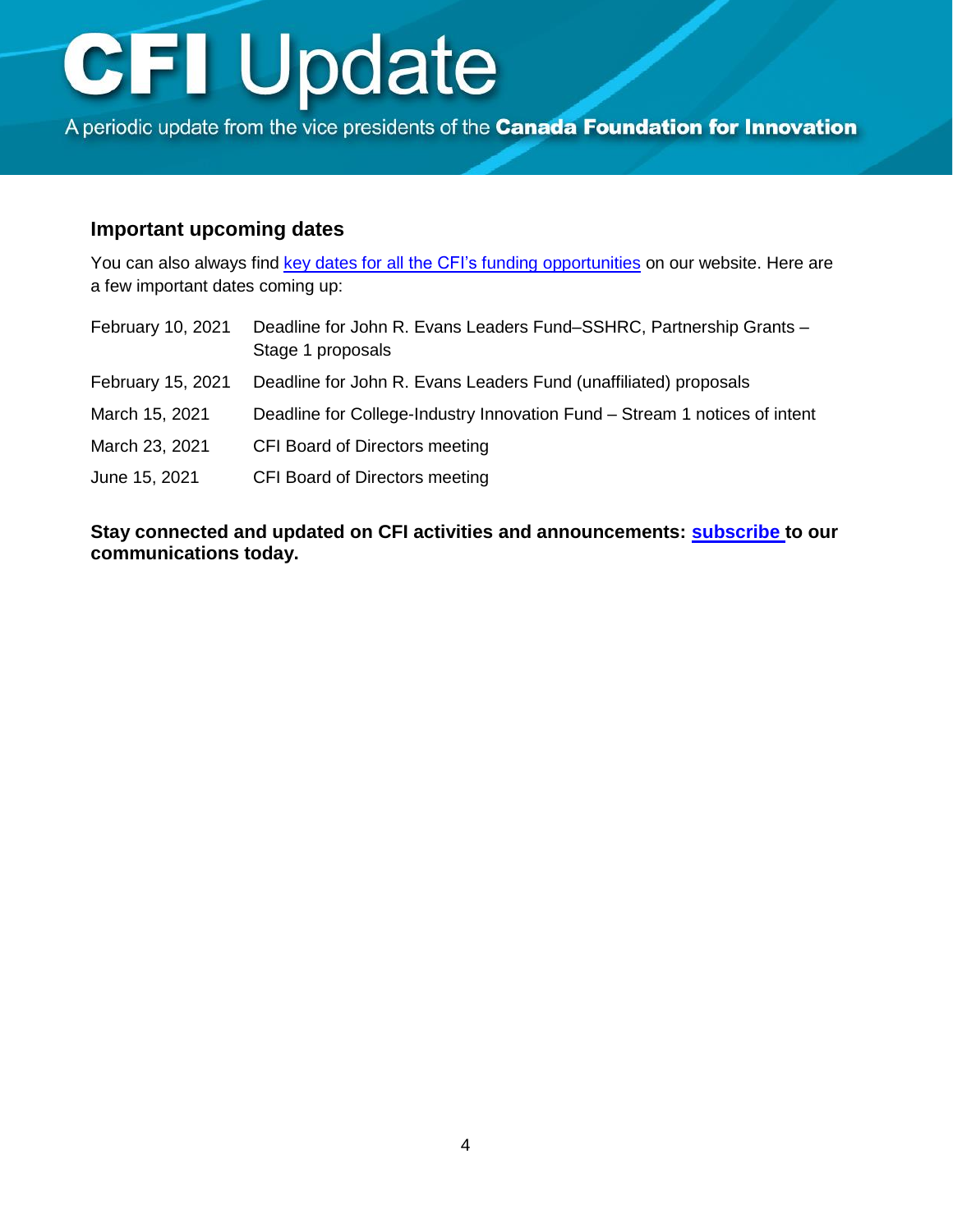# CFI Update

A periodic update from the vice presidents of the **Canada Foundation for Innovation**

## Important upcoming dates

You can also always find key dates for all the CFI's funding opportunities on our website. Here are a few important dates coming up:

| | |
|---|---|
| February 10, 2021 | Deadline for John R. Evans Leaders Fund–SSHRC, Partnership Grants – Stage 1 proposals |
| February 15, 2021 | Deadline for John R. Evans Leaders Fund (unaffiliated) proposals |
| March 15, 2021 | Deadline for College-Industry Innovation Fund – Stream 1 notices of intent |
| March 23, 2021 | CFI Board of Directors meeting |
| June 15, 2021 | CFI Board of Directors meeting |

**Stay connected and updated on CFI activities and announcements: subscribe to our communications today.**